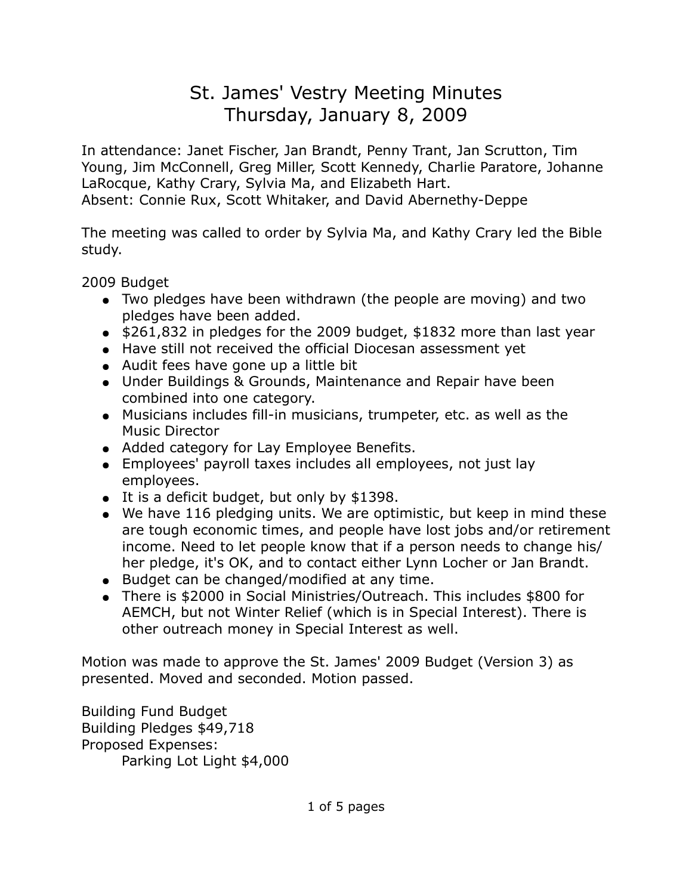# St. James' Vestry Meeting Minutes
## Thursday, January 8, 2009

In attendance: Janet Fischer, Jan Brandt, Penny Trant, Jan Scrutton, Tim Young, Jim McConnell, Greg Miller, Scott Kennedy, Charlie Paratore, Johanne LaRocque, Kathy Crary, Sylvia Ma, and Elizabeth Hart.
Absent: Connie Rux, Scott Whitaker, and David Abernethy-Deppe

The meeting was called to order by Sylvia Ma, and Kathy Crary led the Bible study.

2009 Budget

- Two pledges have been withdrawn (the people are moving) and two pledges have been added.
- $261,832 in pledges for the 2009 budget, $1832 more than last year
- Have still not received the official Diocesan assessment yet
- Audit fees have gone up a little bit
- Under Buildings & Grounds, Maintenance and Repair have been combined into one category.
- Musicians includes fill-in musicians, trumpeter, etc. as well as the Music Director
- Added category for Lay Employee Benefits.
- Employees' payroll taxes includes all employees, not just lay employees.
- It is a deficit budget, but only by $1398.
- We have 116 pledging units. We are optimistic, but keep in mind these are tough economic times, and people have lost jobs and/or retirement income. Need to let people know that if a person needs to change his/her pledge, it's OK, and to contact either Lynn Locher or Jan Brandt.
- Budget can be changed/modified at any time.
- There is $2000 in Social Ministries/Outreach. This includes $800 for AEMCH, but not Winter Relief (which is in Special Interest). There is other outreach money in Special Interest as well.

Motion was made to approve the St. James' 2009 Budget (Version 3) as presented. Moved and seconded. Motion passed.

Building Fund Budget
Building Pledges $49,718
Proposed Expenses:
  Parking Lot Light $4,000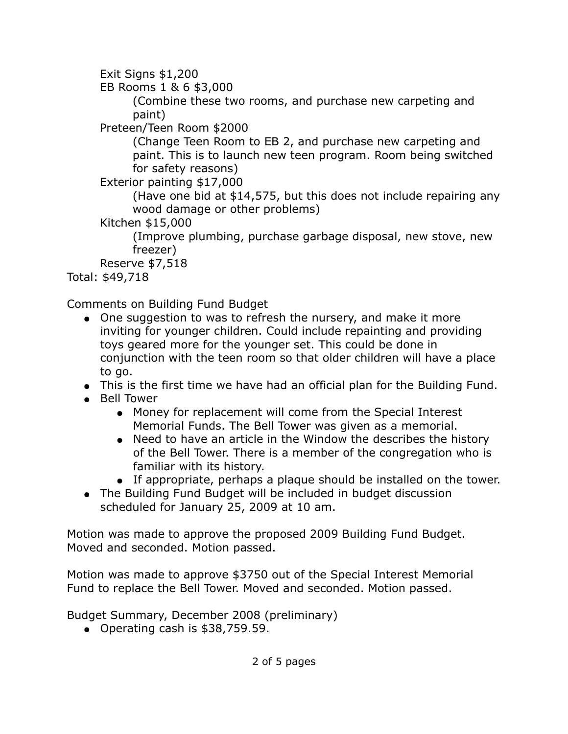- Exit Signs $1,200
- EB Rooms 1 & 6 $3,000
  - (Combine these two rooms, and purchase new carpeting and paint)
- Preteen/Teen Room $2000
  - (Change Teen Room to EB 2, and purchase new carpeting and paint. This is to launch new teen program. Room being switched for safety reasons)
- Exterior painting $17,000
  - (Have one bid at $14,575, but this does not include repairing any wood damage or other problems)
- Kitchen $15,000
  - (Improve plumbing, purchase garbage disposal, new stove, new freezer)
- Reserve $7,518

Total: $49,718

Comments on Building Fund Budget

- One suggestion to was to refresh the nursery, and make it more inviting for younger children. Could include repainting and providing toys geared more for the younger set. This could be done in conjunction with the teen room so that older children will have a place to go.
- This is the first time we have had an official plan for the Building Fund.
- Bell Tower
  - Money for replacement will come from the Special Interest Memorial Funds. The Bell Tower was given as a memorial.
  - Need to have an article in the Window the describes the history of the Bell Tower. There is a member of the congregation who is familiar with its history.
  - If appropriate, perhaps a plaque should be installed on the tower.
- The Building Fund Budget will be included in budget discussion scheduled for January 25, 2009 at 10 am.

Motion was made to approve the proposed 2009 Building Fund Budget. Moved and seconded. Motion passed.

Motion was made to approve $3750 out of the Special Interest Memorial Fund to replace the Bell Tower. Moved and seconded. Motion passed.

Budget Summary, December 2008 (preliminary)

- Operating cash is $38,759.59.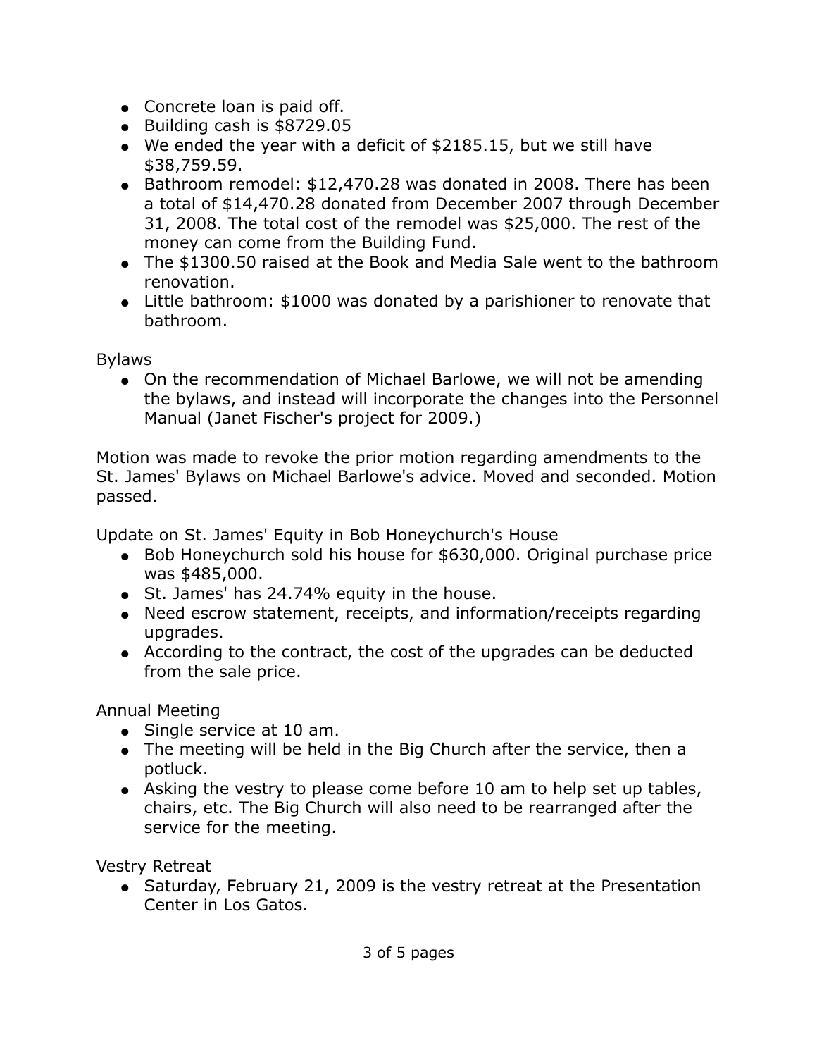- Concrete loan is paid off.
- Building cash is $8729.05
- We ended the year with a deficit of $2185.15, but we still have $38,759.59.
- Bathroom remodel: $12,470.28 was donated in 2008. There has been a total of $14,470.28 donated from December 2007 through December 31, 2008. The total cost of the remodel was $25,000. The rest of the money can come from the Building Fund.
- The $1300.50 raised at the Book and Media Sale went to the bathroom renovation.
- Little bathroom: $1000 was donated by a parishioner to renovate that bathroom.

Bylaws

- On the recommendation of Michael Barlowe, we will not be amending the bylaws, and instead will incorporate the changes into the Personnel Manual (Janet Fischer's project for 2009.)

Motion was made to revoke the prior motion regarding amendments to the St. James' Bylaws on Michael Barlowe's advice. Moved and seconded. Motion passed.

Update on St. James' Equity in Bob Honeychurch's House

- Bob Honeychurch sold his house for $630,000. Original purchase price was $485,000.
- St. James' has 24.74% equity in the house.
- Need escrow statement, receipts, and information/receipts regarding upgrades.
- According to the contract, the cost of the upgrades can be deducted from the sale price.

Annual Meeting

- Single service at 10 am.
- The meeting will be held in the Big Church after the service, then a potluck.
- Asking the vestry to please come before 10 am to help set up tables, chairs, etc. The Big Church will also need to be rearranged after the service for the meeting.

Vestry Retreat

- Saturday, February 21, 2009 is the vestry retreat at the Presentation Center in Los Gatos.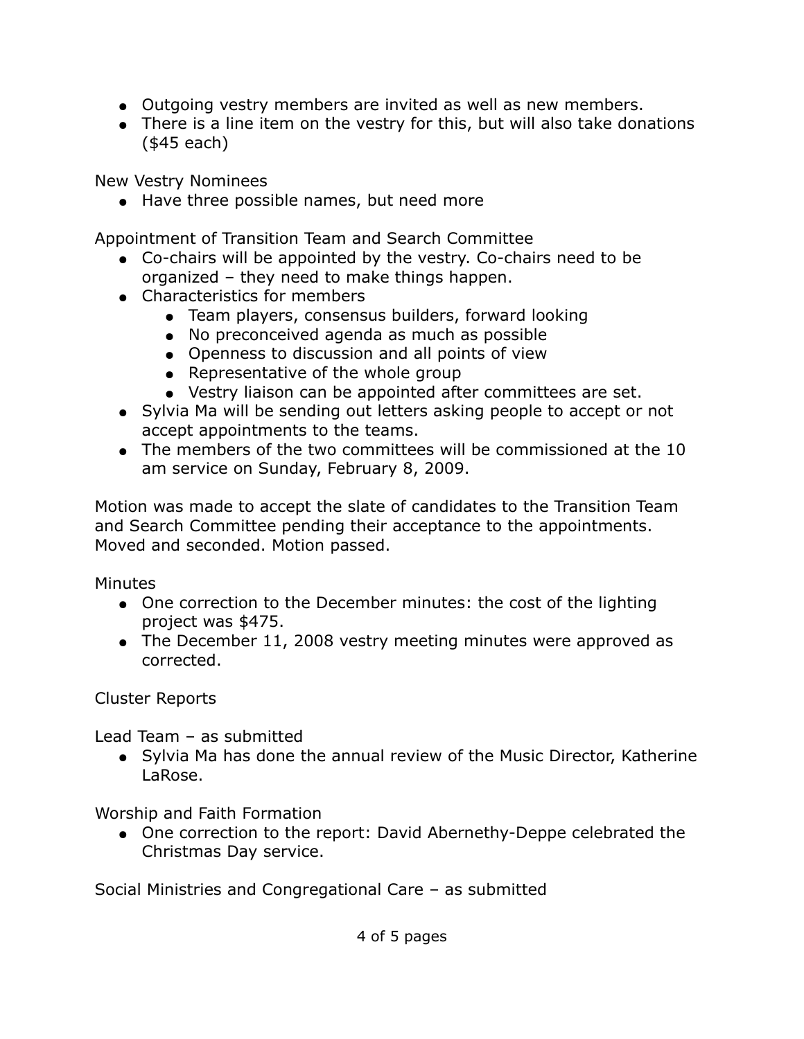- Outgoing vestry members are invited as well as new members.
- There is a line item on the vestry for this, but will also take donations ($45 each)

New Vestry Nominees

- Have three possible names, but need more

Appointment of Transition Team and Search Committee

- Co-chairs will be appointed by the vestry. Co-chairs need to be organized – they need to make things happen.
- Characteristics for members
    - Team players, consensus builders, forward looking
    - No preconceived agenda as much as possible
    - Openness to discussion and all points of view
    - Representative of the whole group
    - Vestry liaison can be appointed after committees are set.
- Sylvia Ma will be sending out letters asking people to accept or not accept appointments to the teams.
- The members of the two committees will be commissioned at the 10 am service on Sunday, February 8, 2009.

Motion was made to accept the slate of candidates to the Transition Team and Search Committee pending their acceptance to the appointments. Moved and seconded. Motion passed.

Minutes

- One correction to the December minutes: the cost of the lighting project was $475.
- The December 11, 2008 vestry meeting minutes were approved as corrected.

Cluster Reports

Lead Team – as submitted

- Sylvia Ma has done the annual review of the Music Director, Katherine LaRose.

Worship and Faith Formation

- One correction to the report: David Abernethy-Deppe celebrated the Christmas Day service.

Social Ministries and Congregational Care – as submitted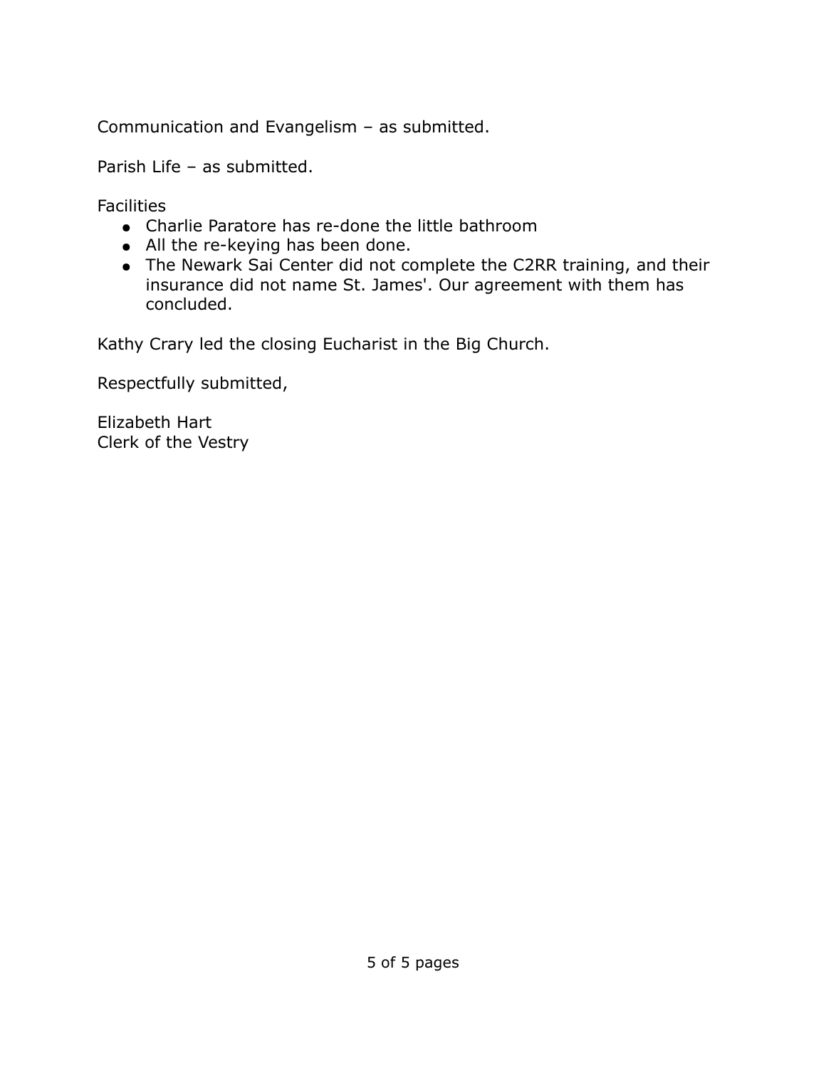Communication and Evangelism – as submitted.

Parish Life – as submitted.

Facilities

- Charlie Paratore has re-done the little bathroom
- All the re-keying has been done.
- The Newark Sai Center did not complete the C2RR training, and their insurance did not name St. James'. Our agreement with them has concluded.

Kathy Crary led the closing Eucharist in the Big Church.

Respectfully submitted,

Elizabeth Hart
Clerk of the Vestry